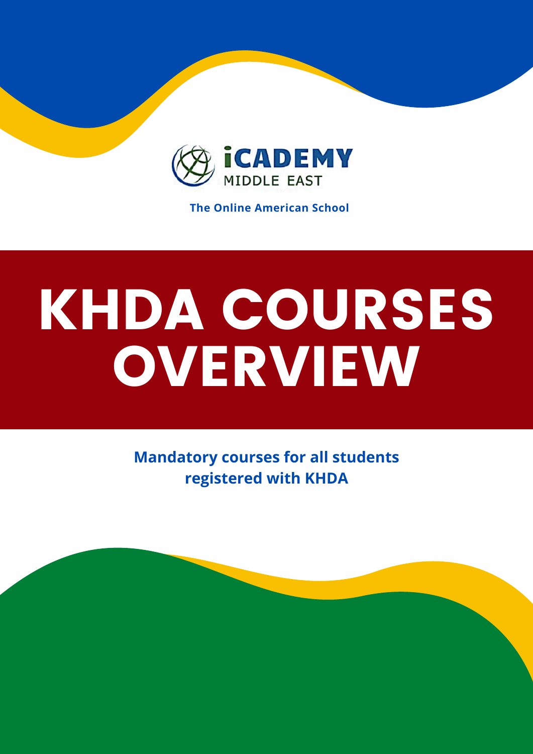iCADEMY MIDDLE EAST

**The Online American School**

# KHDA COURSES OVERVIEW

**Mandatory courses for all students registered with KHDA**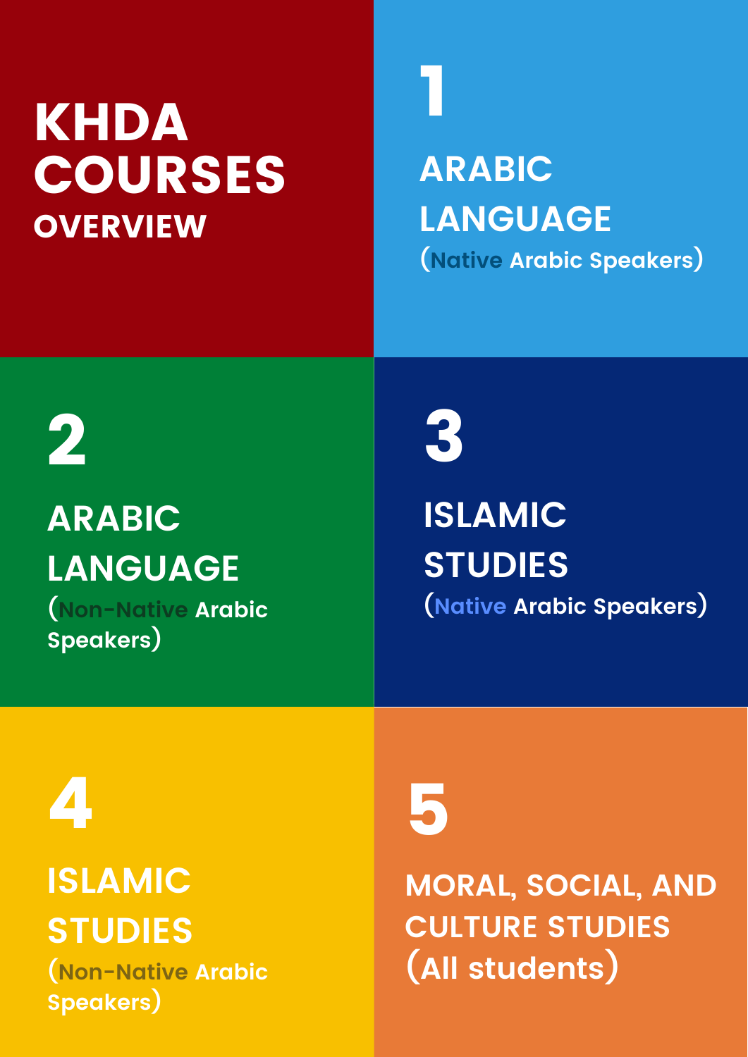# KHDA COURSES

## OVERVIEW

### 1

**ARABIC LANGUAGE**

(Native Arabic Speakers)

### 2

**ARABIC LANGUAGE**

(Non-Native Arabic Speakers)

### 3

**ISLAMIC STUDIES**

(Native Arabic Speakers)

### 4

**ISLAMIC STUDIES**

(Non-Native Arabic Speakers)

### 5

**MORAL, SOCIAL, AND CULTURE STUDIES**

(All students)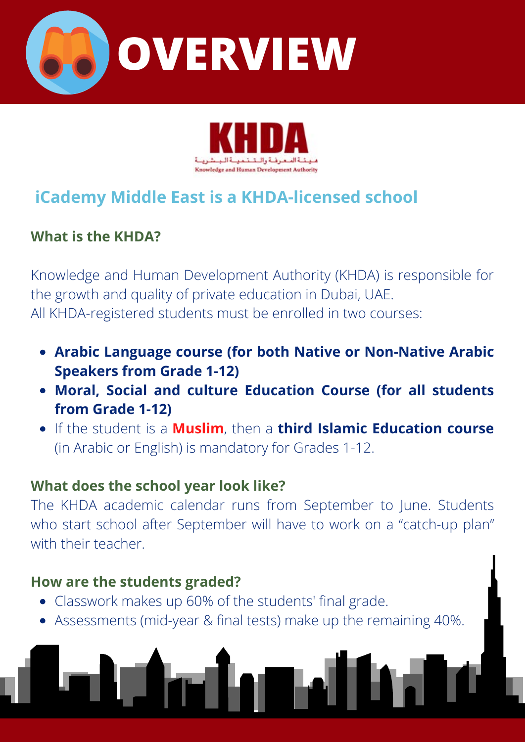# OVERVIEW

KHDA

هيئة المعرفة والتنمية البشرية

Knowledge and Human Development Authority

## iCademy Middle East is a KHDA-licensed school

### What is the KHDA?

Knowledge and Human Development Authority (KHDA) is responsible for the growth and quality of private education in Dubai, UAE.
All KHDA-registered students must be enrolled in two courses:

- **Arabic Language course (for both Native or Non-Native Arabic Speakers from Grade 1-12)**
- **Moral, Social and culture Education Course (for all students from Grade 1-12)**
- If the student is a **Muslim**, then a **third Islamic Education course** (in Arabic or English) is mandatory for Grades 1-12.

### What does the school year look like?

The KHDA academic calendar runs from September to June. Students who start school after September will have to work on a "catch-up plan" with their teacher.

### How are the students graded?

- Classwork makes up 60% of the students' final grade.
- Assessments (mid-year & final tests) make up the remaining 40%.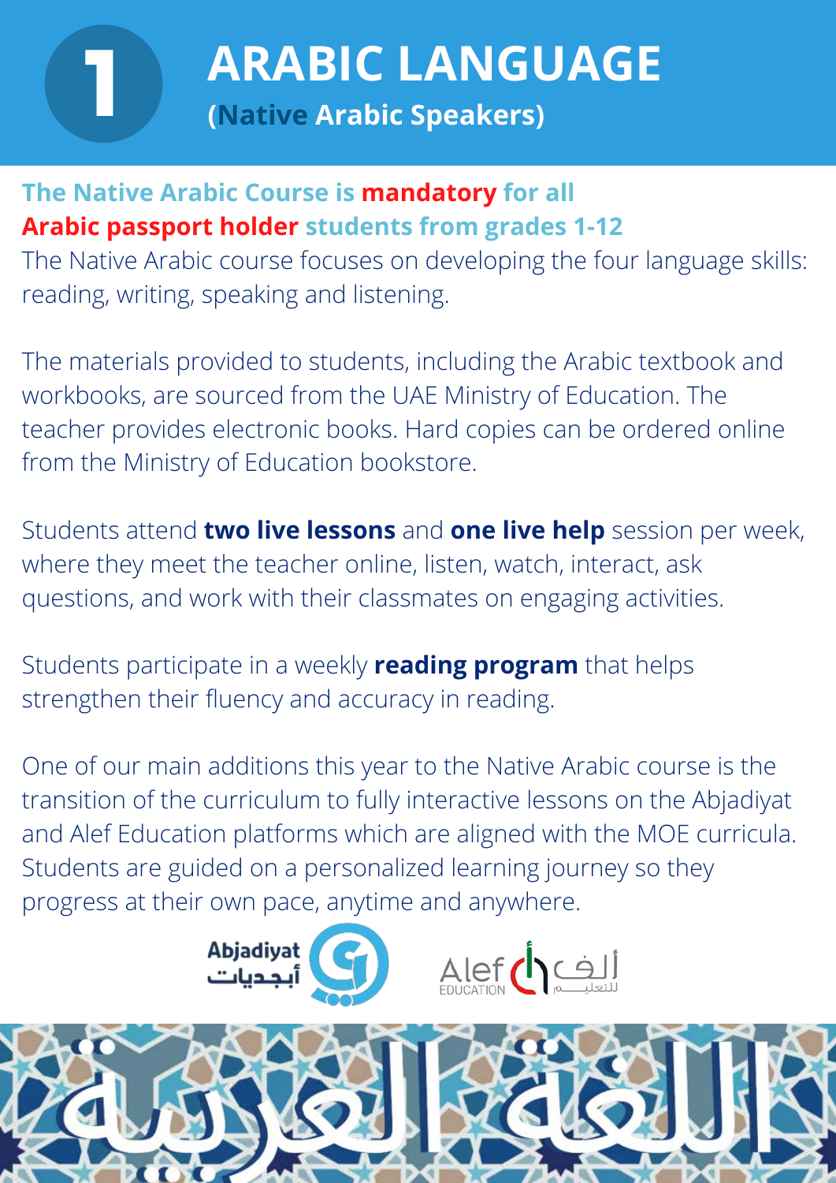# 1 ARABIC LANGUAGE

## (Native Arabic Speakers)

**The Native Arabic Course is mandatory for all Arabic passport holder students from grades 1-12**

The Native Arabic course focuses on developing the four language skills: reading, writing, speaking and listening.

The materials provided to students, including the Arabic textbook and workbooks, are sourced from the UAE Ministry of Education. The teacher provides electronic books. Hard copies can be ordered online from the Ministry of Education bookstore.

Students attend **two live lessons** and **one live help** session per week, where they meet the teacher online, listen, watch, interact, ask questions, and work with their classmates on engaging activities.

Students participate in a weekly **reading program** that helps strengthen their fluency and accuracy in reading.

One of our main additions this year to the Native Arabic course is the transition of the curriculum to fully interactive lessons on the Abjadiyat and Alef Education platforms which are aligned with the MOE curricula. Students are guided on a personalized learning journey so they progress at their own pace, anytime and anywhere.

Abjadiyat أبجديات

Alef EDUCATION ألف للتعليم

اللغة العربية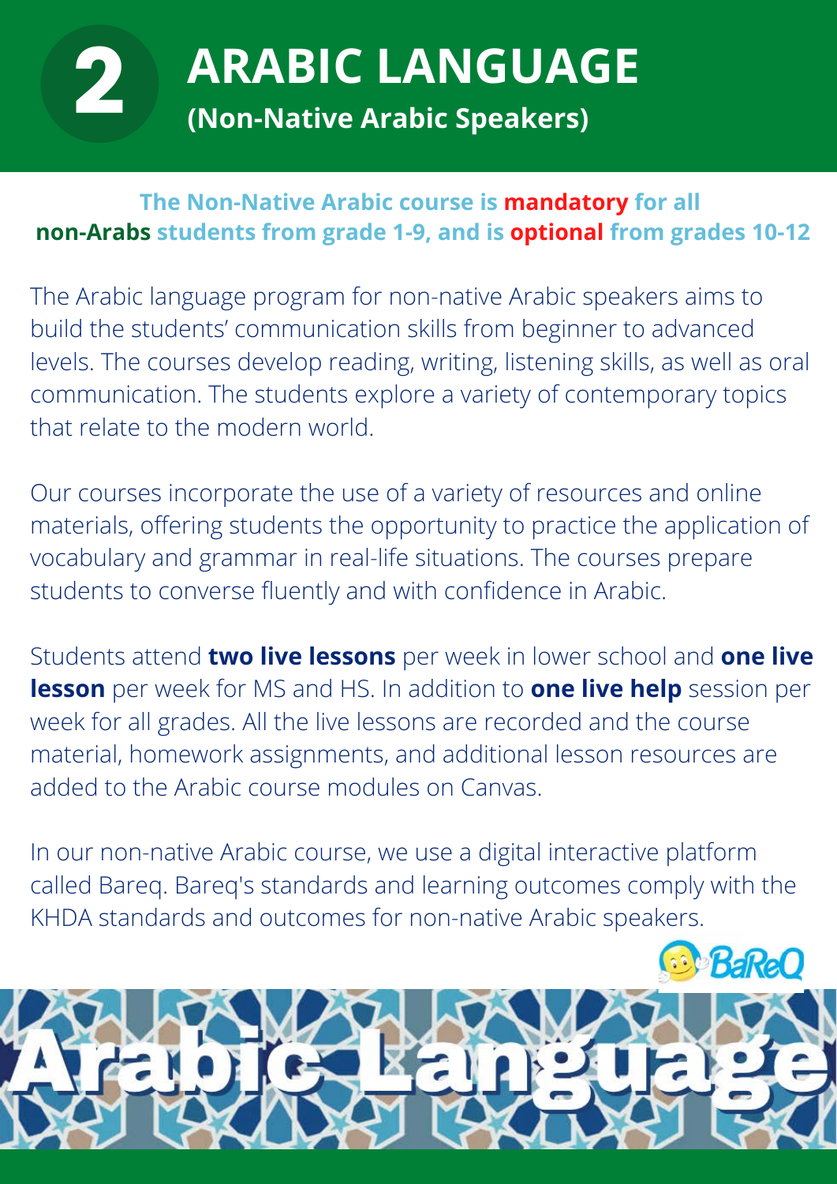# 2 ARABIC LANGUAGE

## (Non-Native Arabic Speakers)

**The Non-Native Arabic course is mandatory for all non-Arabs students from grade 1-9, and is optional from grades 10-12**

The Arabic language program for non-native Arabic speakers aims to build the students' communication skills from beginner to advanced levels. The courses develop reading, writing, listening skills, as well as oral communication. The students explore a variety of contemporary topics that relate to the modern world.

Our courses incorporate the use of a variety of resources and online materials, offering students the opportunity to practice the application of vocabulary and grammar in real-life situations. The courses prepare students to converse fluently and with confidence in Arabic.

Students attend **two live lessons** per week in lower school and **one live lesson** per week for MS and HS. In addition to **one live help** session per week for all grades. All the live lessons are recorded and the course material, homework assignments, and additional lesson resources are added to the Arabic course modules on Canvas.

In our non-native Arabic course, we use a digital interactive platform called Bareq. Bareq's standards and learning outcomes comply with the KHDA standards and outcomes for non-native Arabic speakers.

BaReQ

Arabic Language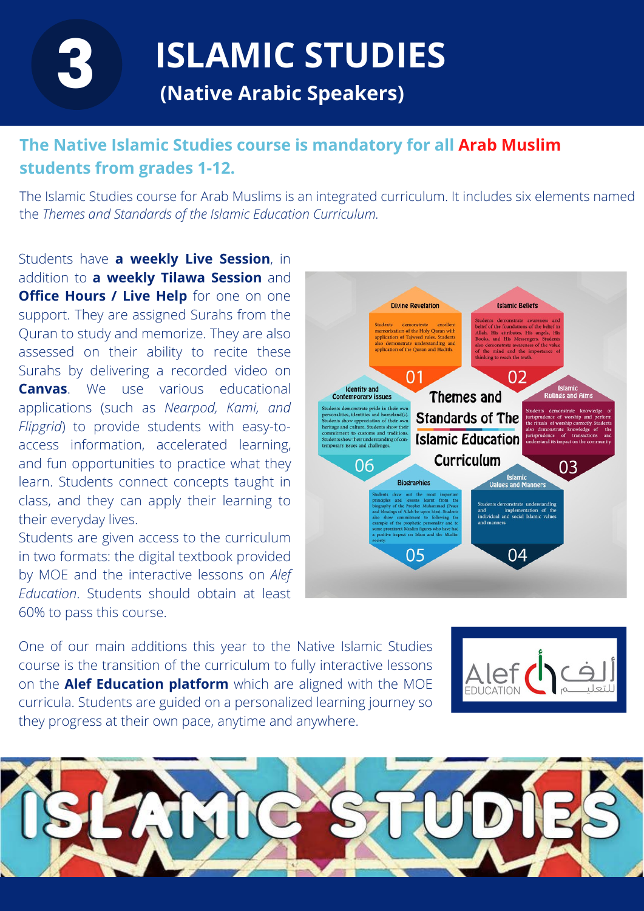# 3 ISLAMIC STUDIES

## (Native Arabic Speakers)

**The Native Islamic Studies course is mandatory for all Arab Muslim students from grades 1-12.**

The Islamic Studies course for Arab Muslims is an integrated curriculum. It includes six elements named the *Themes and Standards of the Islamic Education Curriculum.*

Students have **a weekly Live Session**, in addition to **a weekly Tilawa Session** and **Office Hours / Live Help** for one on one support. They are assigned Surahs from the Quran to study and memorize. They are also assessed on their ability to recite these Surahs by delivering a recorded video on **Canvas**. We use various educational applications (such as *Nearpod, Kami, and Flipgrid*) to provide students with easy-to-access information, accelerated learning, and fun opportunities to practice what they learn. Students connect concepts taught in class, and they can apply their learning to their everyday lives.

Students are given access to the curriculum in two formats: the digital textbook provided by MOE and the interactive lessons on *Alef Education*. Students should obtain at least 60% to pass this course.

**Themes and Standards of The Islamic Education Curriculum**

- **01 Divine Revelation:** Students demonstrate excellent memorization of the Holy Quran with application of Tajweed rules. Students also demonstrate understanding and application of the Quran and Hadith.
- **02 Islamic Beliefs:** Students demonstrate awareness and belief of the foundations of the belief in Allah, His attributes, His angels, His Books, and His Messengers. Students also demonstrate awareness of the value of the mind and the importance of thinking to reach the truth.
- **03 Islamic Rulings and Aims:** Students demonstrate knowledge of jurisprudence of worship and perform the rituals of worship correctly. Students also demonstrate knowledge of the jurisprudence of transactions and understand its impact on the community.
- **04 Islamic Values and Manners:** Students demonstrate understanding and implementation of the individual and social Islamic values and manners.
- **05 Biographies:** Students draw out the most important principles and lessons learnt from the biography of the Prophet Muhammad (Peace and blessings of Allah be upon him). Students also show commitment to following the example of the prophetic personality and to some prominent Muslim figures who have had a positive impact on Islam and the Muslim society.
- **06 Identity and Contemporary Issues:** Students demonstrate pride in their own personalities, identities and homeland(s). Students show appreciation of their own heritage and culture. Students show their commitment to customs and traditions. Students show their understanding of contemporary issues and challenges.

One of our main additions this year to the Native Islamic Studies course is the transition of the curriculum to fully interactive lessons on the **Alef Education platform** which are aligned with the MOE curricula. Students are guided on a personalized learning journey so they progress at their own pace, anytime and anywhere.

Alef EDUCATION ألف للتعليم

ISLAMIC STUDIES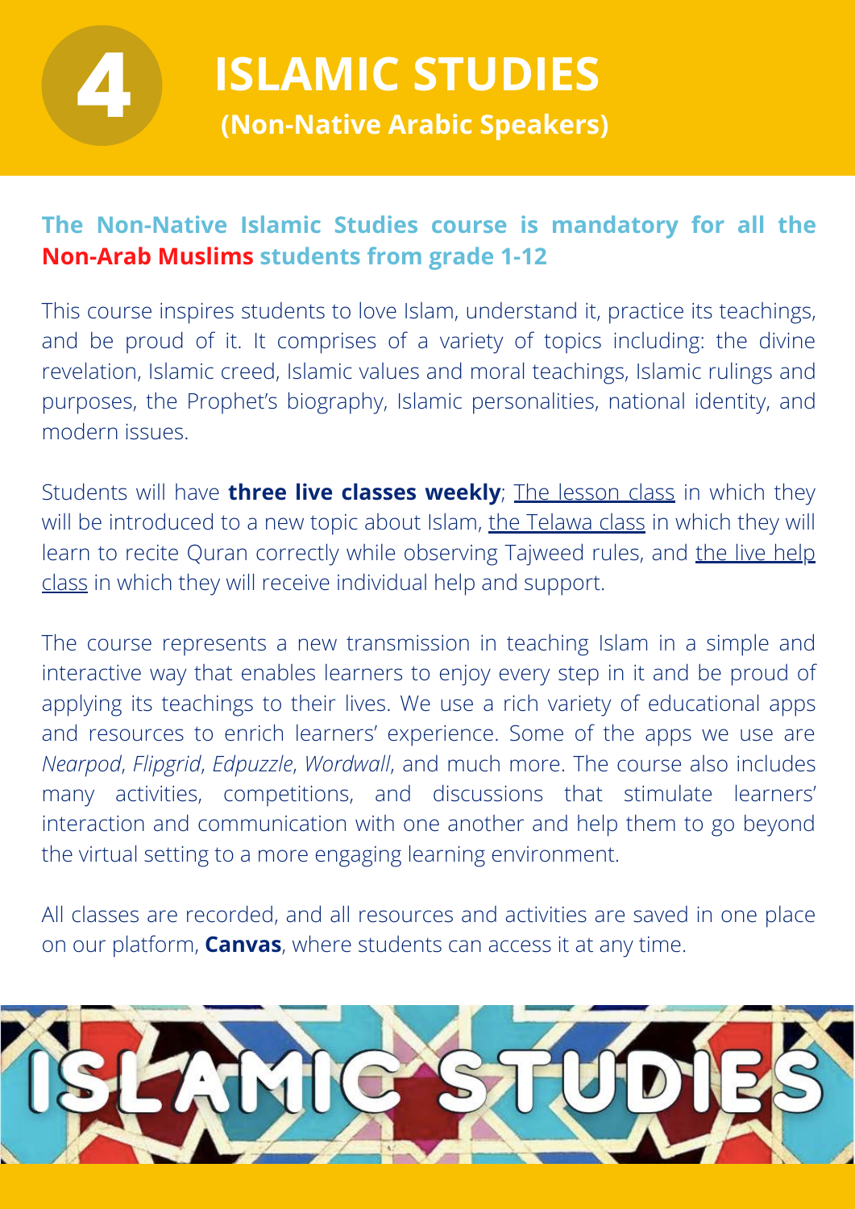# 4 ISLAMIC STUDIES

## (Non-Native Arabic Speakers)

**The Non-Native Islamic Studies course is mandatory for all the Non-Arab Muslims students from grade 1-12**

This course inspires students to love Islam, understand it, practice its teachings, and be proud of it. It comprises of a variety of topics including: the divine revelation, Islamic creed, Islamic values and moral teachings, Islamic rulings and purposes, the Prophet's biography, Islamic personalities, national identity, and modern issues.

Students will have **three live classes weekly**; The lesson class in which they will be introduced to a new topic about Islam, the Telawa class in which they will learn to recite Quran correctly while observing Tajweed rules, and the live help class in which they will receive individual help and support.

The course represents a new transmission in teaching Islam in a simple and interactive way that enables learners to enjoy every step in it and be proud of applying its teachings to their lives. We use a rich variety of educational apps and resources to enrich learners' experience. Some of the apps we use are *Nearpod*, *Flipgrid*, *Edpuzzle*, *Wordwall*, and much more. The course also includes many activities, competitions, and discussions that stimulate learners' interaction and communication with one another and help them to go beyond the virtual setting to a more engaging learning environment.

All classes are recorded, and all resources and activities are saved in one place on our platform, **Canvas**, where students can access it at any time.

ISLAMIC STUDIES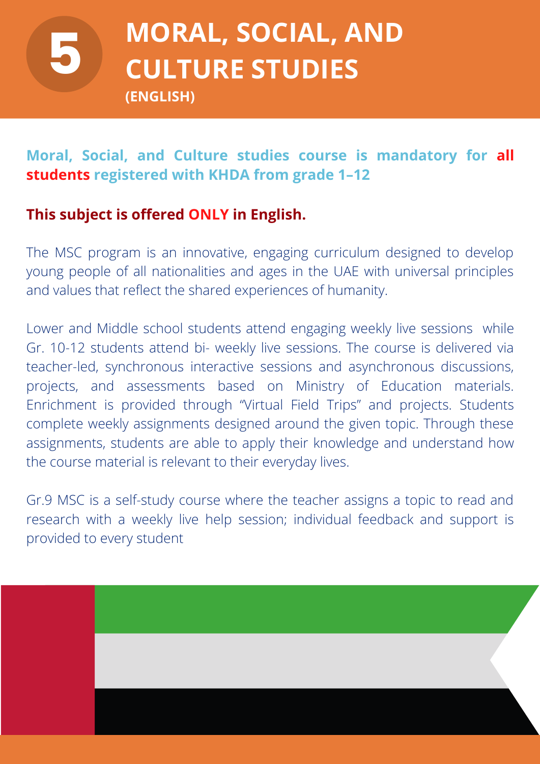# 5 MORAL, SOCIAL, AND CULTURE STUDIES

**(ENGLISH)**

**Moral, Social, and Culture studies course is mandatory for all students registered with KHDA from grade 1–12**

**This subject is offered ONLY in English.**

The MSC program is an innovative, engaging curriculum designed to develop young people of all nationalities and ages in the UAE with universal principles and values that reflect the shared experiences of humanity.

Lower and Middle school students attend engaging weekly live sessions while Gr. 10-12 students attend bi- weekly live sessions. The course is delivered via teacher-led, synchronous interactive sessions and asynchronous discussions, projects, and assessments based on Ministry of Education materials. Enrichment is provided through "Virtual Field Trips" and projects. Students complete weekly assignments designed around the given topic. Through these assignments, students are able to apply their knowledge and understand how the course material is relevant to their everyday lives.

Gr.9 MSC is a self-study course where the teacher assigns a topic to read and research with a weekly live help session; individual feedback and support is provided to every student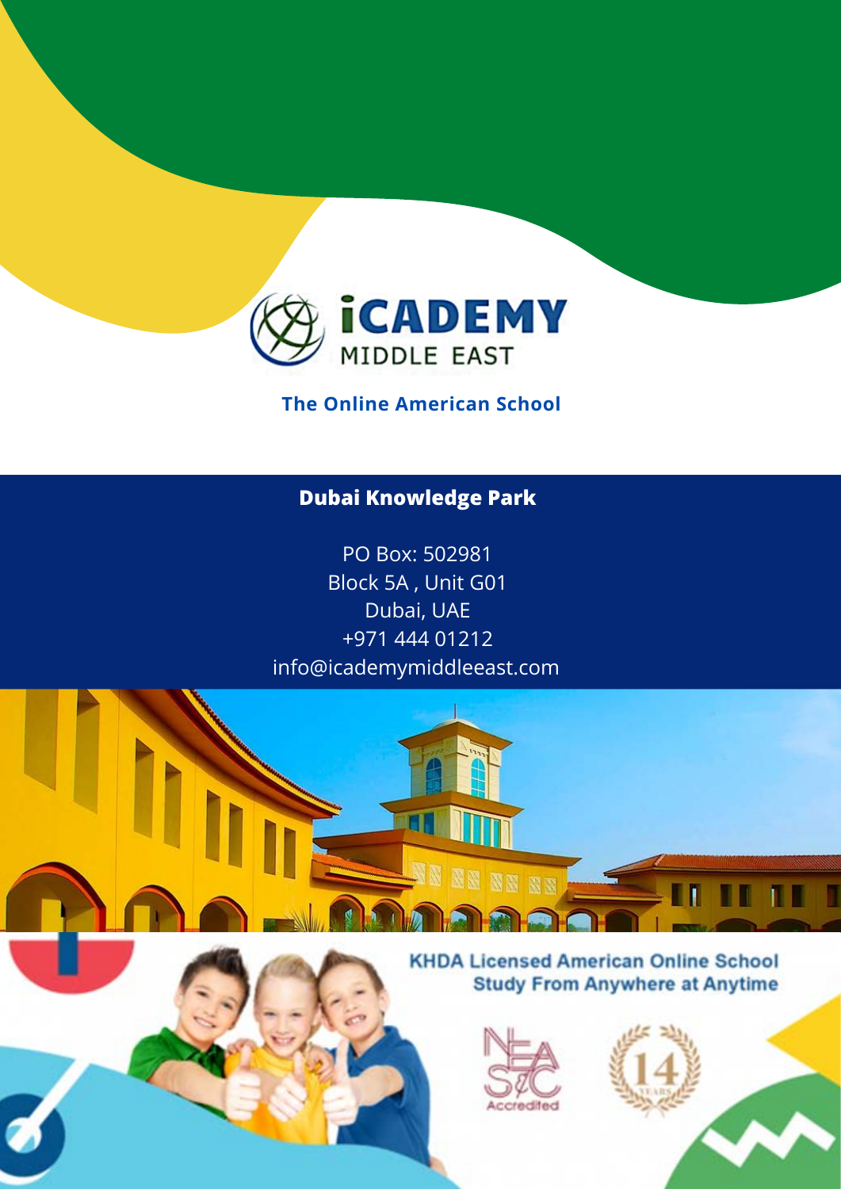iCADEMY MIDDLE EAST

**The Online American School**

**Dubai Knowledge Park**

PO Box: 502981
Block 5A , Unit G01
Dubai, UAE
+971 444 01212
info@icademymiddleeast.com

KHDA Licensed American Online School
Study From Anywhere at Anytime

NEASC Accredited

14 YEARS